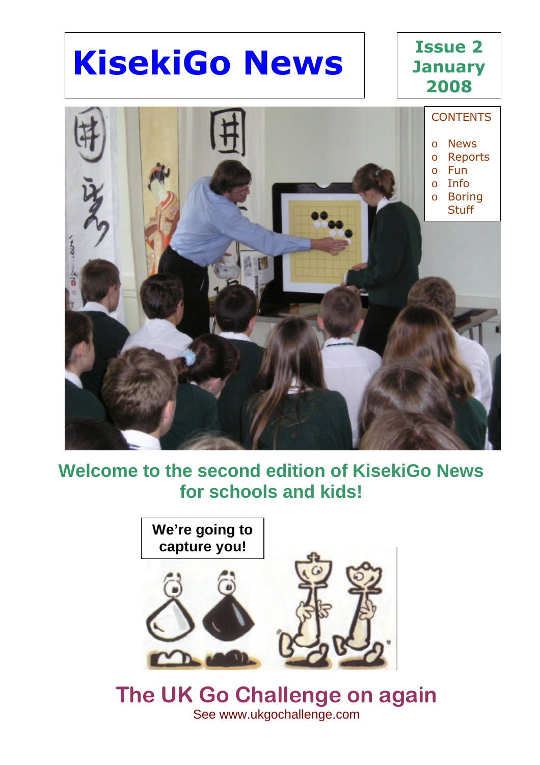# KisekiGo News

**Issue 2**
**January 2008**

CONTENTS

- News
- Reports
- Fun
- Info
- Boring Stuff

## Welcome to the second edition of KisekiGo News for schools and kids!

**We're going to capture you!**

## The UK Go Challenge on again

See www.ukgochallenge.com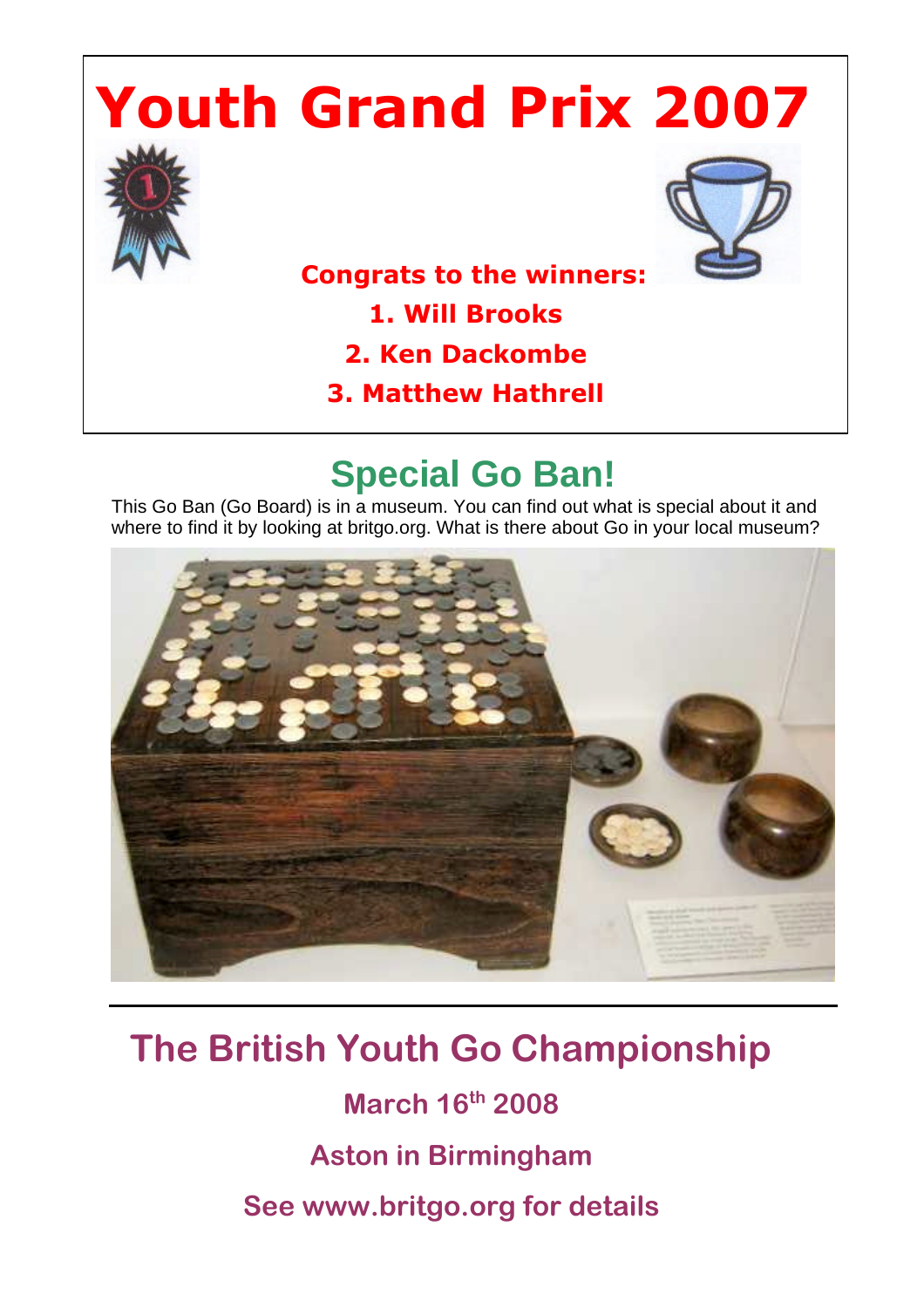# Youth Grand Prix 2007

**Congrats to the winners:**

1. Will Brooks
2. Ken Dackombe
3. Matthew Hathrell

## Special Go Ban!

This Go Ban (Go Board) is in a museum. You can find out what is special about it and where to find it by looking at britgo.org. What is there about Go in your local museum?

## The British Youth Go Championship

**March 16th 2008**

**Aston in Birmingham**

**See www.britgo.org for details**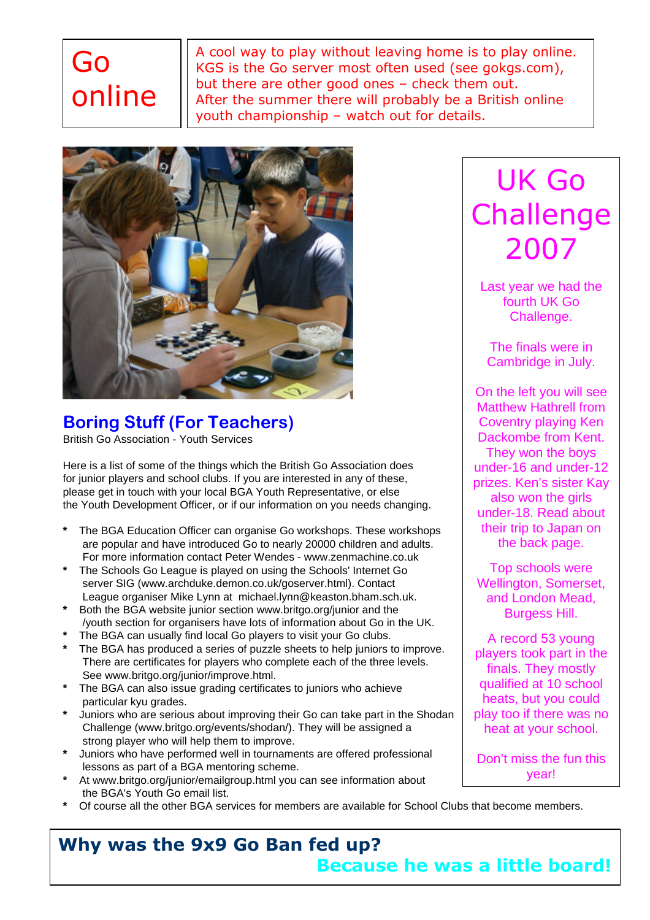## Go online

A cool way to play without leaving home is to play online. KGS is the Go server most often used (see gokgs.com), but there are other good ones – check them out. After the summer there will probably be a British online youth championship – watch out for details.

## Boring Stuff (For Teachers)

British Go Association - Youth Services

Here is a list of some of the things which the British Go Association does for junior players and school clubs. If you are interested in any of these, please get in touch with your local BGA Youth Representative, or else the Youth Development Officer, or if our information on you needs changing.

* The BGA Education Officer can organise Go workshops. These workshops are popular and have introduced Go to nearly 20000 children and adults. For more information contact Peter Wendes - www.zenmachine.co.uk
* The Schools Go League is played on using the Schools' Internet Go server SIG (www.archduke.demon.co.uk/goserver.html). Contact League organiser Mike Lynn at michael.lynn@keaston.bham.sch.uk.
* Both the BGA website junior section www.britgo.org/junior and the /youth section for organisers have lots of information about Go in the UK.
* The BGA can usually find local Go players to visit your Go clubs.
* The BGA has produced a series of puzzle sheets to help juniors to improve. There are certificates for players who complete each of the three levels. See www.britgo.org/junior/improve.html.
* The BGA can also issue grading certificates to juniors who achieve particular kyu grades.
* Juniors who are serious about improving their Go can take part in the Shodan Challenge (www.britgo.org/events/shodan/). They will be assigned a strong player who will help them to improve.
* Juniors who have performed well in tournaments are offered professional lessons as part of a BGA mentoring scheme.
* At www.britgo.org/junior/emailgroup.html you can see information about the BGA's Youth Go email list.
* Of course all the other BGA services for members are available for School Clubs that become members.

## UK Go Challenge 2007

Last year we had the fourth UK Go Challenge.

The finals were in Cambridge in July.

On the left you will see Matthew Hathrell from Coventry playing Ken Dackombe from Kent. They won the boys under-16 and under-12 prizes. Ken's sister Kay also won the girls under-18. Read about their trip to Japan on the back page.

Top schools were Wellington, Somerset, and London Mead, Burgess Hill.

A record 53 young players took part in the finals. They mostly qualified at 10 school heats, but you could play too if there was no heat at your school.

Don't miss the fun this year!

**Why was the 9x9 Go Ban fed up?**

**Because he was a little board!**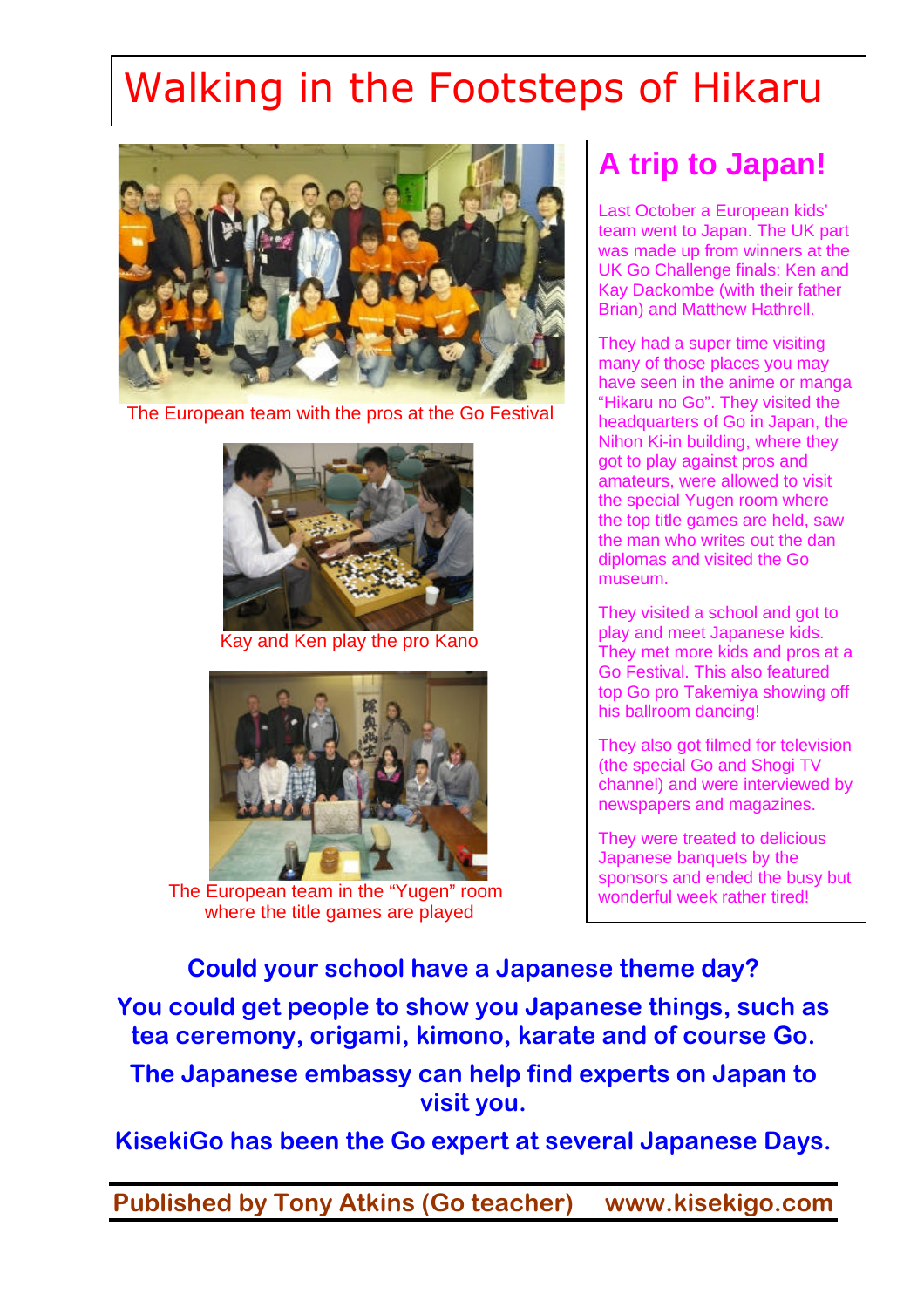# Walking in the Footsteps of Hikaru

The European team with the pros at the Go Festival

Kay and Ken play the pro Kano

The European team in the "Yugen" room where the title games are played

## A trip to Japan!

Last October a European kids' team went to Japan. The UK part was made up from winners at the UK Go Challenge finals: Ken and Kay Dackombe (with their father Brian) and Matthew Hathrell.

They had a super time visiting many of those places you may have seen in the anime or manga "Hikaru no Go". They visited the headquarters of Go in Japan, the Nihon Ki-in building, where they got to play against pros and amateurs, were allowed to visit the special Yugen room where the top title games are held, saw the man who writes out the dan diplomas and visited the Go museum.

They visited a school and got to play and meet Japanese kids. They met more kids and pros at a Go Festival. This also featured top Go pro Takemiya showing off his ballroom dancing!

They also got filmed for television (the special Go and Shogi TV channel) and were interviewed by newspapers and magazines.

They were treated to delicious Japanese banquets by the sponsors and ended the busy but wonderful week rather tired!

**Could your school have a Japanese theme day?**

**You could get people to show you Japanese things, such as tea ceremony, origami, kimono, karate and of course Go.**

**The Japanese embassy can help find experts on Japan to visit you.**

**KisekiGo has been the Go expert at several Japanese Days.**

**Published by Tony Atkins (Go teacher) www.kisekigo.com**